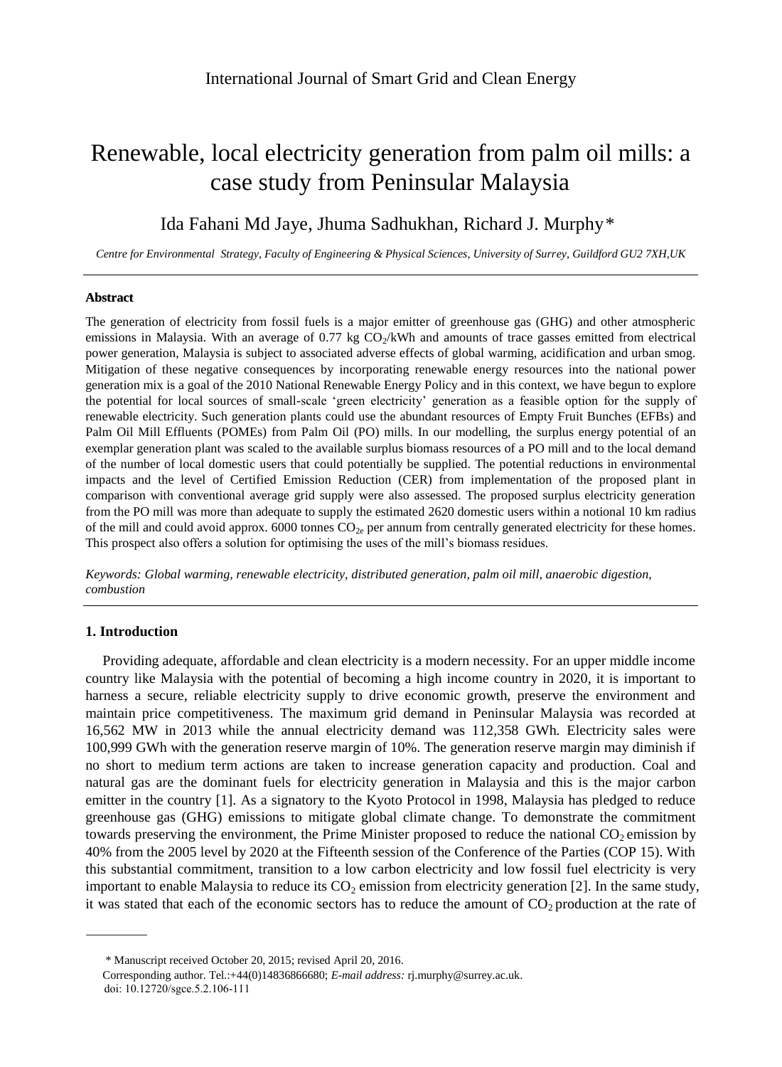# Renewable, local electricity generation from palm oil mills: a case study from Peninsular Malaysia

Ida Fahani Md Jaye, Jhuma Sadhukhan, Richard J. Murphy*

*Centre for Environmental Strategy, Faculty of Engineering & Physical Sciences, University of Surrey, Guildford GU2 7XH,UK*

---

### Abstract

The generation of electricity from fossil fuels is a major emitter of greenhouse gas (GHG) and other atmospheric emissions in Malaysia. With an average of 0.77 kg $CO_2$/kWh and amounts of trace gasses emitted from electrical power generation, Malaysia is subject to associated adverse effects of global warming, acidification and urban smog. Mitigation of these negative consequences by incorporating renewable energy resources into the national power generation mix is a goal of the 2010 National Renewable Energy Policy and in this context, we have begun to explore the potential for local sources of small-scale 'green electricity' generation as a feasible option for the supply of renewable electricity. Such generation plants could use the abundant resources of Empty Fruit Bunches (EFBs) and Palm Oil Mill Effluents (POMEs) from Palm Oil (PO) mills. In our modelling, the surplus energy potential of an exemplar generation plant was scaled to the available surplus biomass resources of a PO mill and to the local demand of the number of local domestic users that could potentially be supplied. The potential reductions in environmental impacts and the level of Certified Emission Reduction (CER) from implementation of the proposed plant in comparison with conventional average grid supply were also assessed. The proposed surplus electricity generation from the PO mill was more than adequate to supply the estimated 2620 domestic users within a notional 10 km radius of the mill and could avoid approx. 6000 tonnes $CO_{2e}$ per annum from centrally generated electricity for these homes. This prospect also offers a solution for optimising the uses of the mill's biomass residues.

*Keywords: Global warming, renewable electricity, distributed generation, palm oil mill, anaerobic digestion, combustion*

---

## 1. Introduction

Providing adequate, affordable and clean electricity is a modern necessity. For an upper middle income country like Malaysia with the potential of becoming a high income country in 2020, it is important to harness a secure, reliable electricity supply to drive economic growth, preserve the environment and maintain price competitiveness. The maximum grid demand in Peninsular Malaysia was recorded at 16,562 MW in 2013 while the annual electricity demand was 112,358 GWh. Electricity sales were 100,999 GWh with the generation reserve margin of 10%. The generation reserve margin may diminish if no short to medium term actions are taken to increase generation capacity and production. Coal and natural gas are the dominant fuels for electricity generation in Malaysia and this is the major carbon emitter in the country [1]. As a signatory to the Kyoto Protocol in 1998, Malaysia has pledged to reduce greenhouse gas (GHG) emissions to mitigate global climate change. To demonstrate the commitment towards preserving the environment, the Prime Minister proposed to reduce the national $CO_2$ emission by 40% from the 2005 level by 2020 at the Fifteenth session of the Conference of the Parties (COP 15). With this substantial commitment, transition to a low carbon electricity and low fossil fuel electricity is very important to enable Malaysia to reduce its $CO_2$ emission from electricity generation [2]. In the same study, it was stated that each of the economic sectors has to reduce the amount of $CO_2$ production at the rate of

---

\* Manuscript received October 20, 2015; revised April 20, 2016.

Corresponding author. Tel.:+44(0)14836866680; *E-mail address:* rj.murphy@surrey.ac.uk.

doi: 10.12720/sgce.5.2.106-111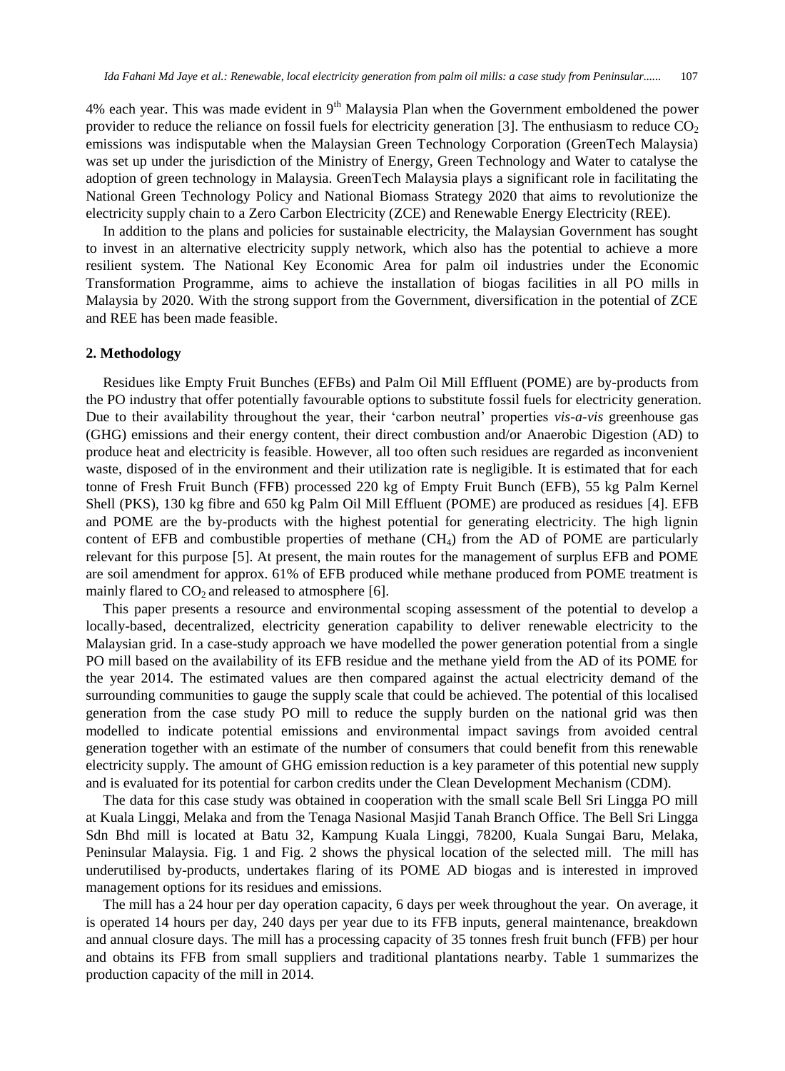4% each year. This was made evident in 9th Malaysia Plan when the Government emboldened the power provider to reduce the reliance on fossil fuels for electricity generation [3]. The enthusiasm to reduce $CO_2$ emissions was indisputable when the Malaysian Green Technology Corporation (GreenTech Malaysia) was set up under the jurisdiction of the Ministry of Energy, Green Technology and Water to catalyse the adoption of green technology in Malaysia. GreenTech Malaysia plays a significant role in facilitating the National Green Technology Policy and National Biomass Strategy 2020 that aims to revolutionize the electricity supply chain to a Zero Carbon Electricity (ZCE) and Renewable Energy Electricity (REE).

In addition to the plans and policies for sustainable electricity, the Malaysian Government has sought to invest in an alternative electricity supply network, which also has the potential to achieve a more resilient system. The National Key Economic Area for palm oil industries under the Economic Transformation Programme, aims to achieve the installation of biogas facilities in all PO mills in Malaysia by 2020. With the strong support from the Government, diversification in the potential of ZCE and REE has been made feasible.

## 2. Methodology

Residues like Empty Fruit Bunches (EFBs) and Palm Oil Mill Effluent (POME) are by-products from the PO industry that offer potentially favourable options to substitute fossil fuels for electricity generation. Due to their availability throughout the year, their 'carbon neutral' properties *vis-a-vis* greenhouse gas (GHG) emissions and their energy content, their direct combustion and/or Anaerobic Digestion (AD) to produce heat and electricity is feasible. However, all too often such residues are regarded as inconvenient waste, disposed of in the environment and their utilization rate is negligible. It is estimated that for each tonne of Fresh Fruit Bunch (FFB) processed 220 kg of Empty Fruit Bunch (EFB), 55 kg Palm Kernel Shell (PKS), 130 kg fibre and 650 kg Palm Oil Mill Effluent (POME) are produced as residues [4]. EFB and POME are the by-products with the highest potential for generating electricity. The high lignin content of EFB and combustible properties of methane ($CH_4$) from the AD of POME are particularly relevant for this purpose [5]. At present, the main routes for the management of surplus EFB and POME are soil amendment for approx. 61% of EFB produced while methane produced from POME treatment is mainly flared to $CO_2$ and released to atmosphere [6].

This paper presents a resource and environmental scoping assessment of the potential to develop a locally-based, decentralized, electricity generation capability to deliver renewable electricity to the Malaysian grid. In a case-study approach we have modelled the power generation potential from a single PO mill based on the availability of its EFB residue and the methane yield from the AD of its POME for the year 2014. The estimated values are then compared against the actual electricity demand of the surrounding communities to gauge the supply scale that could be achieved. The potential of this localised generation from the case study PO mill to reduce the supply burden on the national grid was then modelled to indicate potential emissions and environmental impact savings from avoided central generation together with an estimate of the number of consumers that could benefit from this renewable electricity supply. The amount of GHG emission reduction is a key parameter of this potential new supply and is evaluated for its potential for carbon credits under the Clean Development Mechanism (CDM).

The data for this case study was obtained in cooperation with the small scale Bell Sri Lingga PO mill at Kuala Linggi, Melaka and from the Tenaga Nasional Masjid Tanah Branch Office. The Bell Sri Lingga Sdn Bhd mill is located at Batu 32, Kampung Kuala Linggi, 78200, Kuala Sungai Baru, Melaka, Peninsular Malaysia. Fig. 1 and Fig. 2 shows the physical location of the selected mill. The mill has underutilised by-products, undertakes flaring of its POME AD biogas and is interested in improved management options for its residues and emissions.

The mill has a 24 hour per day operation capacity, 6 days per week throughout the year. On average, it is operated 14 hours per day, 240 days per year due to its FFB inputs, general maintenance, breakdown and annual closure days. The mill has a processing capacity of 35 tonnes fresh fruit bunch (FFB) per hour and obtains its FFB from small suppliers and traditional plantations nearby. Table 1 summarizes the production capacity of the mill in 2014.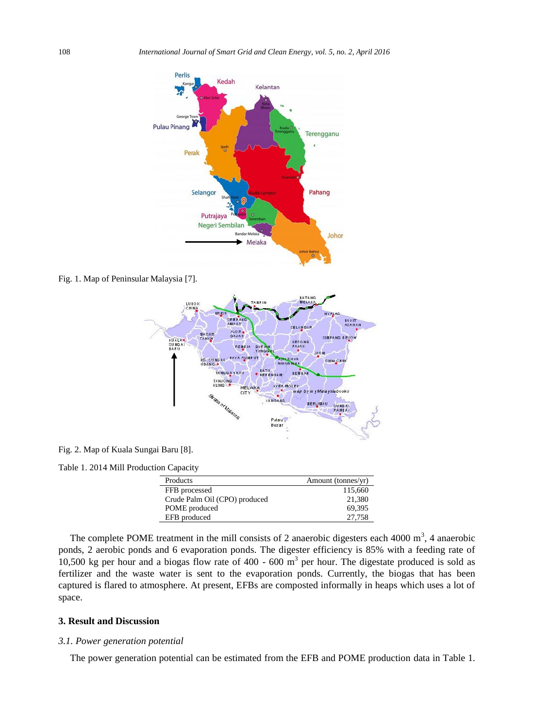Fig. 1. Map of Peninsular Malaysia [7].

Fig. 2. Map of Kuala Sungai Baru [8].

Table 1. 2014 Mill Production Capacity

| Products | Amount (tonnes/yr) |
|---|---|
| FFB processed | 115,660 |
| Crude Palm Oil (CPO) produced | 21,380 |
| POME produced | 69,395 |
| EFB produced | 27,758 |

The complete POME treatment in the mill consists of 2 anaerobic digesters each 4000 $m^3$, 4 anaerobic ponds, 2 aerobic ponds and 6 evaporation ponds. The digester efficiency is 85% with a feeding rate of 10,500 kg per hour and a biogas flow rate of 400 - 600 $m^3$ per hour. The digestate produced is sold as fertilizer and the waste water is sent to the evaporation ponds. Currently, the biogas that has been captured is flared to atmosphere. At present, EFBs are composted informally in heaps which uses a lot of space.

## 3. Result and Discussion

### *3.1. Power generation potential*

The power generation potential can be estimated from the EFB and POME production data in Table 1.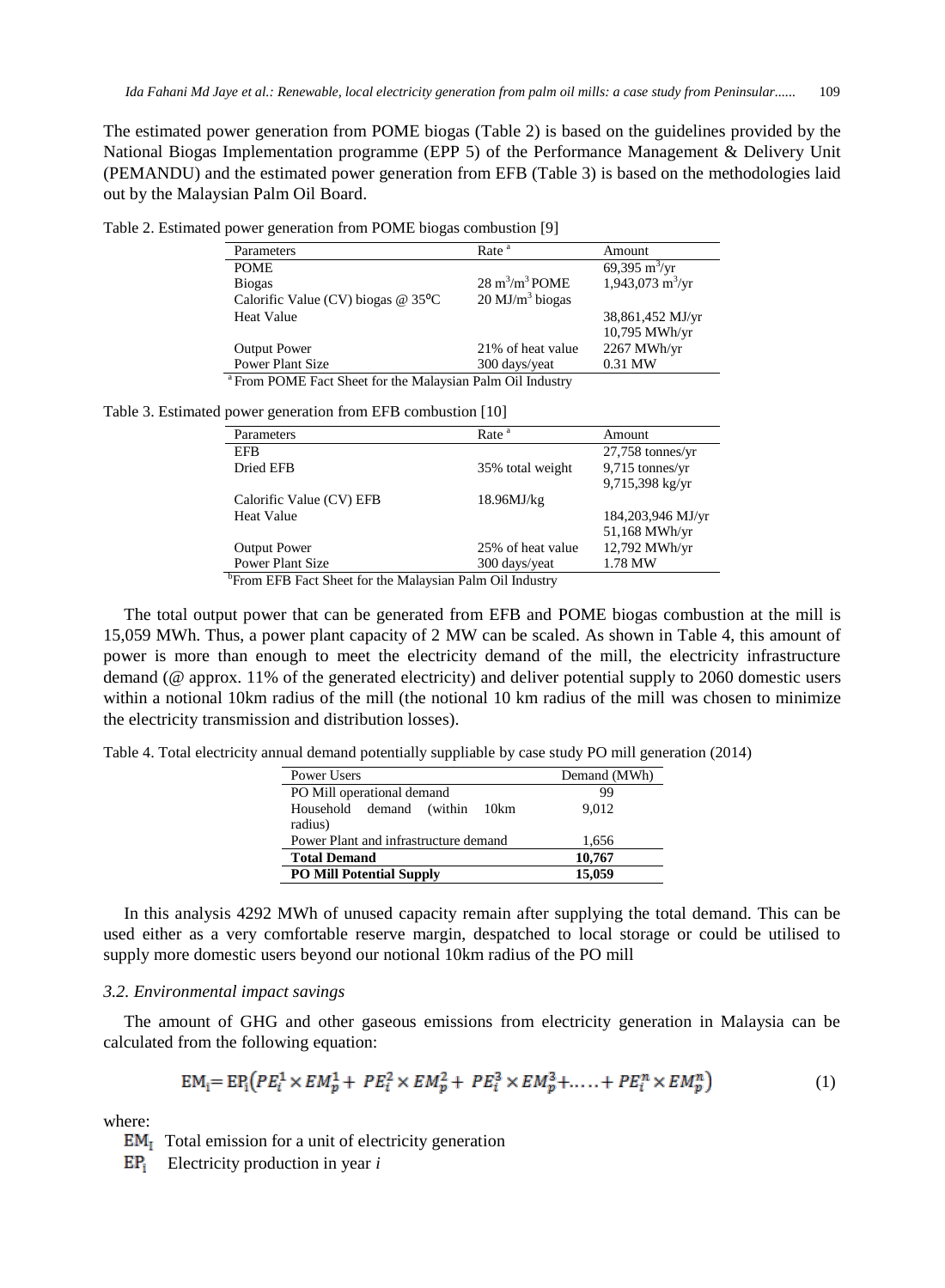The estimated power generation from POME biogas (Table 2) is based on the guidelines provided by the National Biogas Implementation programme (EPP 5) of the Performance Management & Delivery Unit (PEMANDU) and the estimated power generation from EFB (Table 3) is based on the methodologies laid out by the Malaysian Palm Oil Board.

Table 2. Estimated power generation from POME biogas combustion [9]

| Parameters | Rate [a] | Amount |
|---|---|---|
| POME | | 69,395 $m^3$/yr |
| Biogas | 28 $m^3/m^3$ POME | 1,943,073 $m^3$/yr |
| Calorific Value (CV) biogas @ 35°C | 20 $MJ/m^3$ biogas | |
| Heat Value | | 38,861,452 MJ/yr<br>10,795 MWh/yr |
| Output Power | 21% of heat value | 2267 MWh/yr |
| Power Plant Size | 300 days/yeat | 0.31 MW |

[a] From POME Fact Sheet for the Malaysian Palm Oil Industry

Table 3. Estimated power generation from EFB combustion [10]

| Parameters | Rate [a] | Amount |
|---|---|---|
| EFB | | 27,758 tonnes/yr |
| Dried EFB | 35% total weight | 9,715 tonnes/yr<br>9,715,398 kg/yr |
| Calorific Value (CV) EFB | 18.96MJ/kg | |
| Heat Value | | 184,203,946 MJ/yr<br>51,168 MWh/yr |
| Output Power | 25% of heat value | 12,792 MWh/yr |
| Power Plant Size | 300 days/yeat | 1.78 MW |

[b] From EFB Fact Sheet for the Malaysian Palm Oil Industry

The total output power that can be generated from EFB and POME biogas combustion at the mill is 15,059 MWh. Thus, a power plant capacity of 2 MW can be scaled. As shown in Table 4, this amount of power is more than enough to meet the electricity demand of the mill, the electricity infrastructure demand (@ approx. 11% of the generated electricity) and deliver potential supply to 2060 domestic users within a notional 10km radius of the mill (the notional 10 km radius of the mill was chosen to minimize the electricity transmission and distribution losses).

Table 4. Total electricity annual demand potentially suppliable by case study PO mill generation (2014)

| Power Users | Demand (MWh) |
|---|---|
| PO Mill operational demand | 99 |
| Household demand (within 10km radius) | 9,012 |
| Power Plant and infrastructure demand | 1,656 |
| **Total Demand** | **10,767** |
| **PO Mill Potential Supply** | **15,059** |

In this analysis 4292 MWh of unused capacity remain after supplying the total demand. This can be used either as a very comfortable reserve margin, despatched to local storage or could be utilised to supply more domestic users beyond our notional 10km radius of the PO mill

### 3.2. Environmental impact savings

The amount of GHG and other gaseous emissions from electricity generation in Malaysia can be calculated from the following equation:

$$EM_i = EP_i\left(PE_i^1 \times EM_p^1 + PE_i^2 \times EM_p^2 + PE_i^3 \times EM_p^3 + \ldots + PE_i^n \times EM_p^n\right) \quad (1)$$

where:

$EM_I$ Total emission for a unit of electricity generation

$EP_i$ Electricity production in year *i*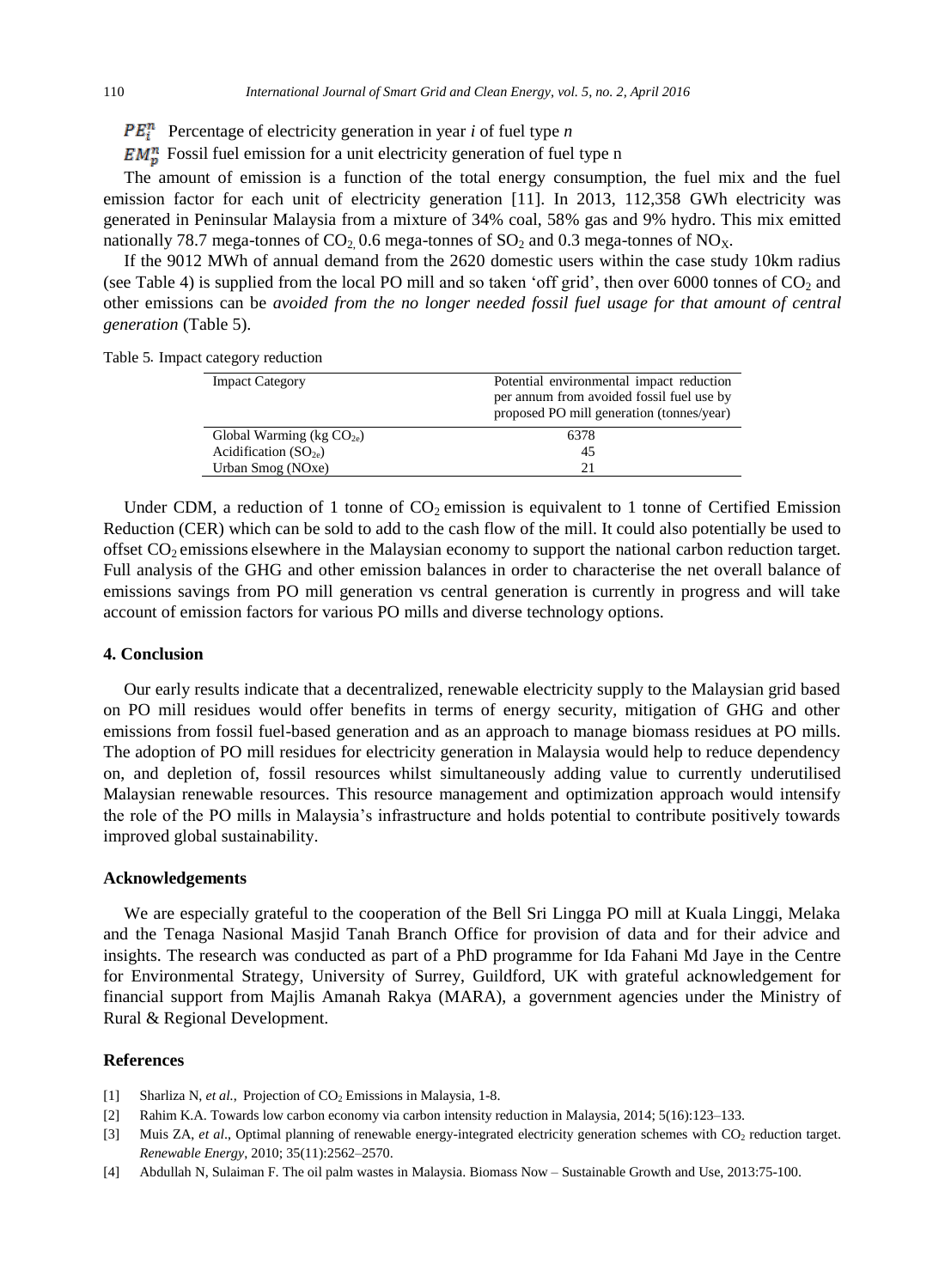$PE_i^n$ Percentage of electricity generation in year *i* of fuel type *n*

$EM_p^n$ Fossil fuel emission for a unit electricity generation of fuel type n

The amount of emission is a function of the total energy consumption, the fuel mix and the fuel emission factor for each unit of electricity generation [11]. In 2013, 112,358 GWh electricity was generated in Peninsular Malaysia from a mixture of 34% coal, 58% gas and 9% hydro. This mix emitted nationally 78.7 mega-tonnes of $CO_2$, 0.6 mega-tonnes of $SO_2$ and 0.3 mega-tonnes of $NO_X$.

If the 9012 MWh of annual demand from the 2620 domestic users within the case study 10km radius (see Table 4) is supplied from the local PO mill and so taken 'off grid', then over 6000 tonnes of $CO_2$ and other emissions can be *avoided from the no longer needed fossil fuel usage for that amount of central generation* (Table 5).

Table 5. Impact category reduction

| Impact Category | Potential environmental impact reduction per annum from avoided fossil fuel use by proposed PO mill generation (tonnes/year) |
|---|---|
| Global Warming (kg $CO_{2e}$) | 6378 |
| Acidification ($SO_{2e}$) | 45 |
| Urban Smog (NOxe) | 21 |

Under CDM, a reduction of 1 tonne of $CO_2$ emission is equivalent to 1 tonne of Certified Emission Reduction (CER) which can be sold to add to the cash flow of the mill. It could also potentially be used to offset $CO_2$ emissions elsewhere in the Malaysian economy to support the national carbon reduction target. Full analysis of the GHG and other emission balances in order to characterise the net overall balance of emissions savings from PO mill generation vs central generation is currently in progress and will take account of emission factors for various PO mills and diverse technology options.

## 4. Conclusion

Our early results indicate that a decentralized, renewable electricity supply to the Malaysian grid based on PO mill residues would offer benefits in terms of energy security, mitigation of GHG and other emissions from fossil fuel-based generation and as an approach to manage biomass residues at PO mills. The adoption of PO mill residues for electricity generation in Malaysia would help to reduce dependency on, and depletion of, fossil resources whilst simultaneously adding value to currently underutilised Malaysian renewable resources. This resource management and optimization approach would intensify the role of the PO mills in Malaysia's infrastructure and holds potential to contribute positively towards improved global sustainability.

## Acknowledgements

We are especially grateful to the cooperation of the Bell Sri Lingga PO mill at Kuala Linggi, Melaka and the Tenaga Nasional Masjid Tanah Branch Office for provision of data and for their advice and insights. The research was conducted as part of a PhD programme for Ida Fahani Md Jaye in the Centre for Environmental Strategy, University of Surrey, Guildford, UK with grateful acknowledgement for financial support from Majlis Amanah Rakya (MARA), a government agencies under the Ministry of Rural & Regional Development.

## References

[1] Sharliza N, *et al.*, Projection of $CO_2$ Emissions in Malaysia, 1-8.

[2] Rahim K.A. Towards low carbon economy via carbon intensity reduction in Malaysia, 2014; 5(16):123–133.

[3] Muis ZA, *et al*., Optimal planning of renewable energy-integrated electricity generation schemes with $CO_2$ reduction target. *Renewable Energy*, 2010; 35(11):2562–2570.

[4] Abdullah N, Sulaiman F. The oil palm wastes in Malaysia. Biomass Now – Sustainable Growth and Use, 2013:75-100.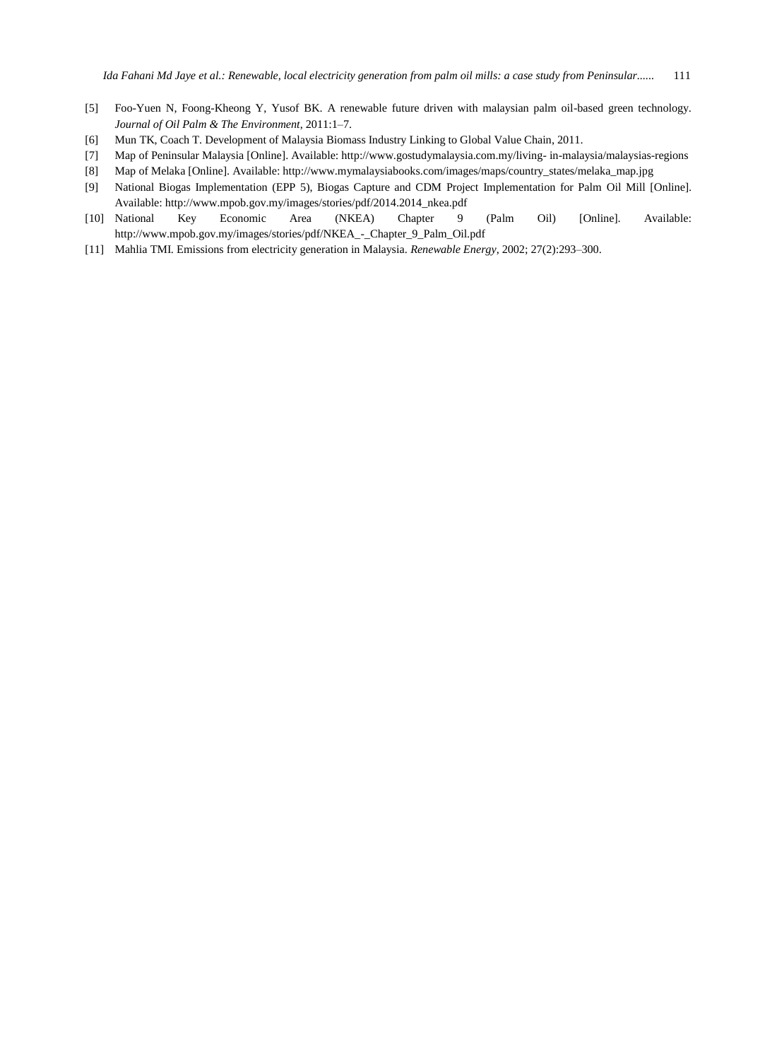[5] Foo-Yuen N, Foong-Kheong Y, Yusof BK. A renewable future driven with malaysian palm oil-based green technology. *Journal of Oil Palm & The Environment*, 2011:1–7.

[6] Mun TK, Coach T. Development of Malaysia Biomass Industry Linking to Global Value Chain, 2011.

[7] Map of Peninsular Malaysia [Online]. Available: http://www.gostudymalaysia.com.my/living- in-malaysia/malaysias-regions

[8] Map of Melaka [Online]. Available: http://www.mymalaysiabooks.com/images/maps/country_states/melaka_map.jpg

[9] National Biogas Implementation (EPP 5), Biogas Capture and CDM Project Implementation for Palm Oil Mill [Online]. Available: http://www.mpob.gov.my/images/stories/pdf/2014.2014_nkea.pdf

[10] National Key Economic Area (NKEA) Chapter 9 (Palm Oil) [Online]. Available: http://www.mpob.gov.my/images/stories/pdf/NKEA_-_Chapter_9_Palm_Oil.pdf

[11] Mahlia TMI. Emissions from electricity generation in Malaysia. *Renewable Energy*, 2002; 27(2):293–300.